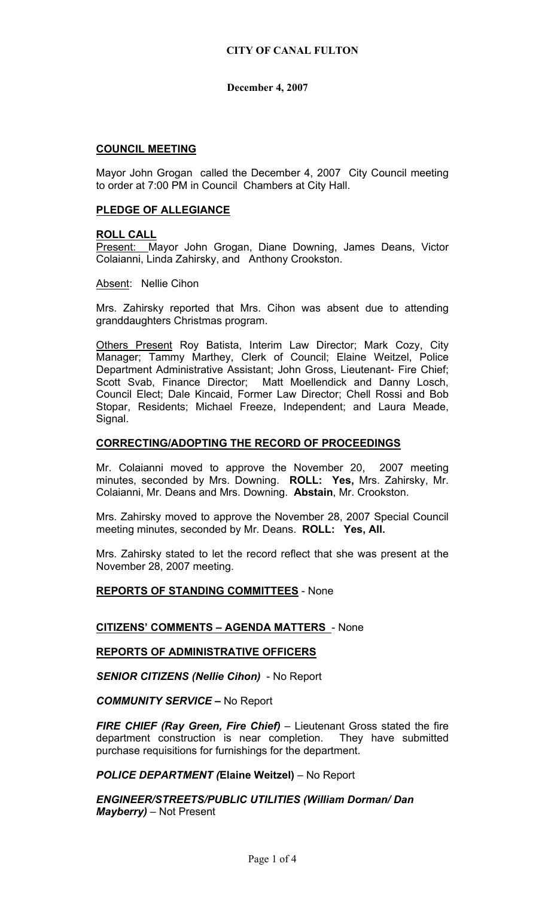**CITY OF CANAL FULTON**

**December 4, 2007**

## COUNCIL MEETING

Mayor John Grogan called the December 4, 2007 City Council meeting to order at 7:00 PM in Council Chambers at City Hall.

## PLEDGE OF ALLEGIANCE

## ROLL CALL

Present: Mayor John Grogan, Diane Downing, James Deans, Victor Colaianni, Linda Zahirsky, and Anthony Crookston.

Absent: Nellie Cihon

Mrs. Zahirsky reported that Mrs. Cihon was absent due to attending granddaughters Christmas program.

Others Present Roy Batista, Interim Law Director; Mark Cozy, City Manager; Tammy Marthey, Clerk of Council; Elaine Weitzel, Police Department Administrative Assistant; John Gross, Lieutenant- Fire Chief; Scott Svab, Finance Director; Matt Moellendick and Danny Losch, Council Elect; Dale Kincaid, Former Law Director; Chell Rossi and Bob Stopar, Residents; Michael Freeze, Independent; and Laura Meade, Signal.

## CORRECTING/ADOPTING THE RECORD OF PROCEEDINGS

Mr. Colaianni moved to approve the November 20, 2007 meeting minutes, seconded by Mrs. Downing. **ROLL: Yes,** Mrs. Zahirsky, Mr. Colaianni, Mr. Deans and Mrs. Downing. **Abstain**, Mr. Crookston.

Mrs. Zahirsky moved to approve the November 28, 2007 Special Council meeting minutes, seconded by Mr. Deans. **ROLL: Yes, All.**

Mrs. Zahirsky stated to let the record reflect that she was present at the November 28, 2007 meeting.

## REPORTS OF STANDING COMMITTEES - None

## CITIZENS' COMMENTS – AGENDA MATTERS - None

## REPORTS OF ADMINISTRATIVE OFFICERS

***SENIOR CITIZENS (Nellie Cihon)*** - No Report

***COMMUNITY SERVICE –*** No Report

***FIRE CHIEF (Ray Green, Fire Chief)*** – Lieutenant Gross stated the fire department construction is near completion. They have submitted purchase requisitions for furnishings for the department.

***POLICE DEPARTMENT (*****Elaine Weitzel)** – No Report

***ENGINEER/STREETS/PUBLIC UTILITIES (William Dorman/ Dan Mayberry)*** – Not Present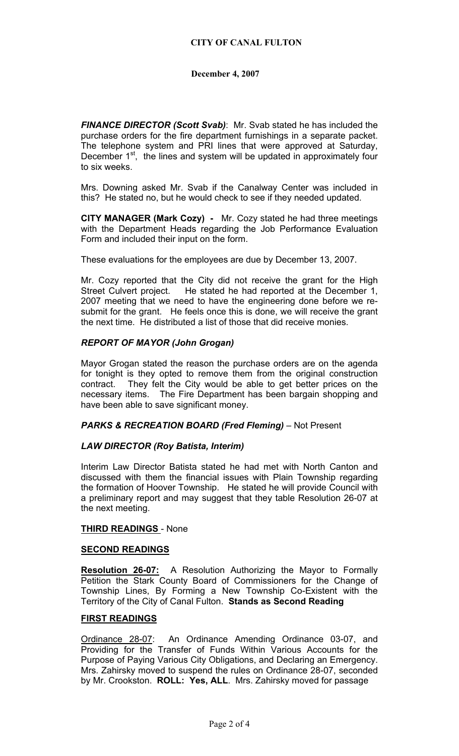**CITY OF CANAL FULTON**

**December 4, 2007**

***FINANCE DIRECTOR (Scott Svab)***: Mr. Svab stated he has included the purchase orders for the fire department furnishings in a separate packet. The telephone system and PRI lines that were approved at Saturday, December 1st, the lines and system will be updated in approximately four to six weeks.

Mrs. Downing asked Mr. Svab if the Canalway Center was included in this? He stated no, but he would check to see if they needed updated.

**CITY MANAGER (Mark Cozy) -** Mr. Cozy stated he had three meetings with the Department Heads regarding the Job Performance Evaluation Form and included their input on the form.

These evaluations for the employees are due by December 13, 2007.

Mr. Cozy reported that the City did not receive the grant for the High Street Culvert project. He stated he had reported at the December 1, 2007 meeting that we need to have the engineering done before we re-submit for the grant. He feels once this is done, we will receive the grant the next time. He distributed a list of those that did receive monies.

***REPORT OF MAYOR (John Grogan)***

Mayor Grogan stated the reason the purchase orders are on the agenda for tonight is they opted to remove them from the original construction contract. They felt the City would be able to get better prices on the necessary items. The Fire Department has been bargain shopping and have been able to save significant money.

***PARKS & RECREATION BOARD (Fred Fleming)*** – Not Present

***LAW DIRECTOR (Roy Batista, Interim)***

Interim Law Director Batista stated he had met with North Canton and discussed with them the financial issues with Plain Township regarding the formation of Hoover Township. He stated he will provide Council with a preliminary report and may suggest that they table Resolution 26-07 at the next meeting.

**THIRD READINGS** - None

**SECOND READINGS**

**Resolution 26-07:** A Resolution Authorizing the Mayor to Formally Petition the Stark County Board of Commissioners for the Change of Township Lines, By Forming a New Township Co-Existent with the Territory of the City of Canal Fulton. **Stands as Second Reading**

**FIRST READINGS**

Ordinance 28-07: An Ordinance Amending Ordinance 03-07, and Providing for the Transfer of Funds Within Various Accounts for the Purpose of Paying Various City Obligations, and Declaring an Emergency. Mrs. Zahirsky moved to suspend the rules on Ordinance 28-07, seconded by Mr. Crookston. **ROLL: Yes, ALL**. Mrs. Zahirsky moved for passage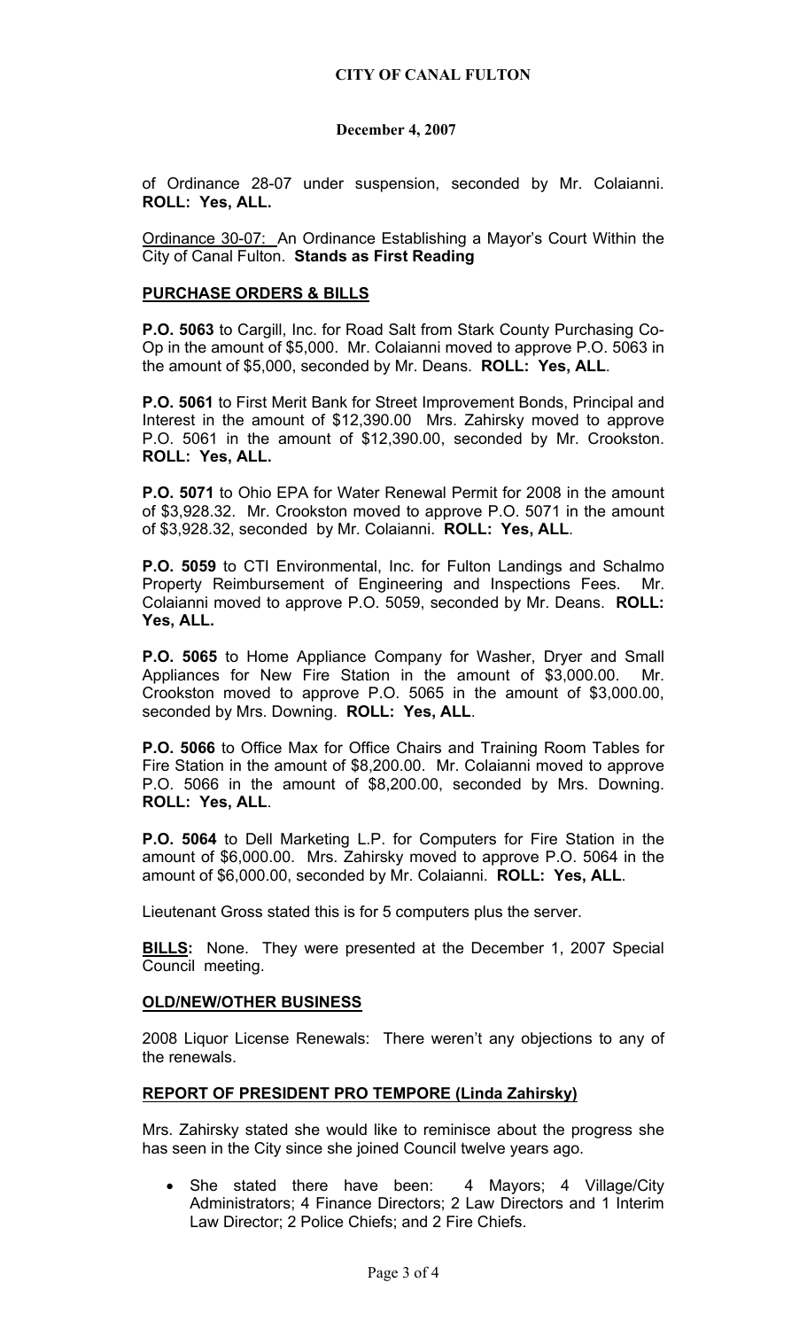of Ordinance 28-07 under suspension, seconded by Mr. Colaianni. **ROLL: Yes, ALL.**

Ordinance 30-07: An Ordinance Establishing a Mayor's Court Within the City of Canal Fulton. **Stands as First Reading**

## PURCHASE ORDERS & BILLS

**P.O. 5063** to Cargill, Inc. for Road Salt from Stark County Purchasing Co-Op in the amount of $5,000. Mr. Colaianni moved to approve P.O. 5063 in the amount of $5,000, seconded by Mr. Deans. **ROLL: Yes, ALL**.

**P.O. 5061** to First Merit Bank for Street Improvement Bonds, Principal and Interest in the amount of $12,390.00 Mrs. Zahirsky moved to approve P.O. 5061 in the amount of $12,390.00, seconded by Mr. Crookston. **ROLL: Yes, ALL.**

**P.O. 5071** to Ohio EPA for Water Renewal Permit for 2008 in the amount of $3,928.32. Mr. Crookston moved to approve P.O. 5071 in the amount of $3,928.32, seconded by Mr. Colaianni. **ROLL: Yes, ALL**.

**P.O. 5059** to CTI Environmental, Inc. for Fulton Landings and Schalmo Property Reimbursement of Engineering and Inspections Fees. Mr. Colaianni moved to approve P.O. 5059, seconded by Mr. Deans. **ROLL: Yes, ALL.**

**P.O. 5065** to Home Appliance Company for Washer, Dryer and Small Appliances for New Fire Station in the amount of $3,000.00. Mr. Crookston moved to approve P.O. 5065 in the amount of $3,000.00, seconded by Mrs. Downing. **ROLL: Yes, ALL**.

**P.O. 5066** to Office Max for Office Chairs and Training Room Tables for Fire Station in the amount of $8,200.00. Mr. Colaianni moved to approve P.O. 5066 in the amount of $8,200.00, seconded by Mrs. Downing. **ROLL: Yes, ALL**.

**P.O. 5064** to Dell Marketing L.P. for Computers for Fire Station in the amount of $6,000.00. Mrs. Zahirsky moved to approve P.O. 5064 in the amount of $6,000.00, seconded by Mr. Colaianni. **ROLL: Yes, ALL**.

Lieutenant Gross stated this is for 5 computers plus the server.

**BILLS:** None. They were presented at the December 1, 2007 Special Council meeting.

## OLD/NEW/OTHER BUSINESS

2008 Liquor License Renewals: There weren't any objections to any of the renewals.

## REPORT OF PRESIDENT PRO TEMPORE (Linda Zahirsky)

Mrs. Zahirsky stated she would like to reminisce about the progress she has seen in the City since she joined Council twelve years ago.

- She stated there have been: 4 Mayors; 4 Village/City Administrators; 4 Finance Directors; 2 Law Directors and 1 Interim Law Director; 2 Police Chiefs; and 2 Fire Chiefs.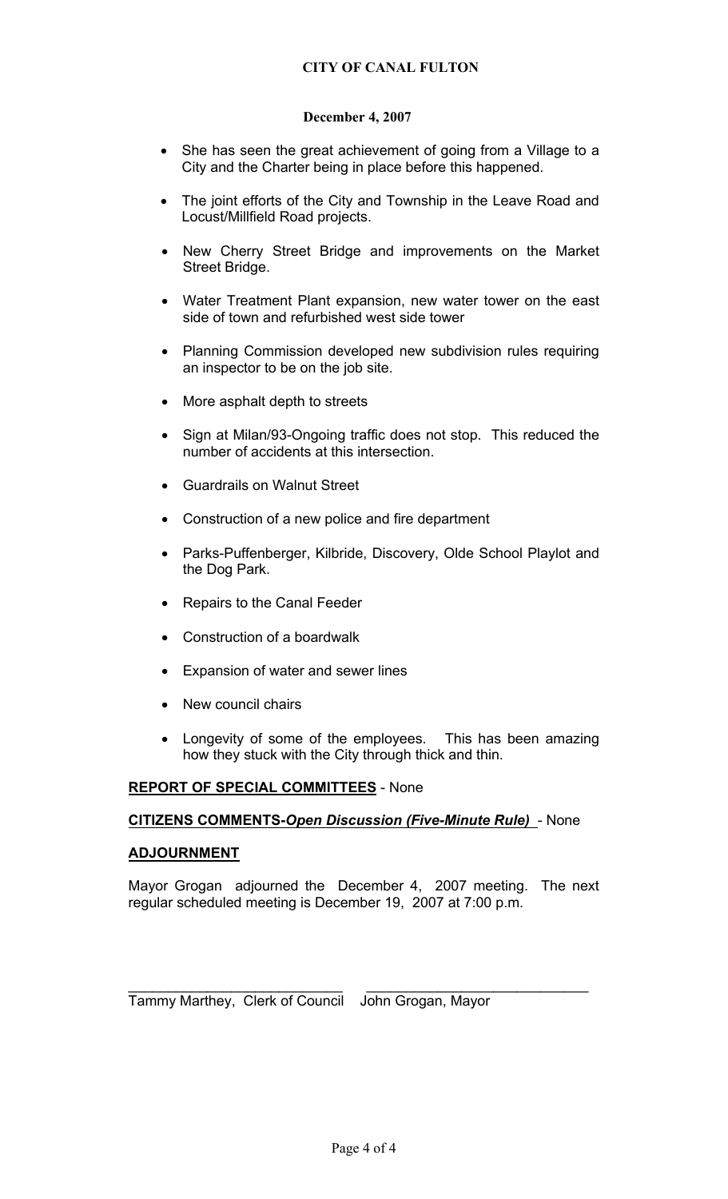- She has seen the great achievement of going from a Village to a City and the Charter being in place before this happened.
- The joint efforts of the City and Township in the Leave Road and Locust/Millfield Road projects.
- New Cherry Street Bridge and improvements on the Market Street Bridge.
- Water Treatment Plant expansion, new water tower on the east side of town and refurbished west side tower
- Planning Commission developed new subdivision rules requiring an inspector to be on the job site.
- More asphalt depth to streets
- Sign at Milan/93-Ongoing traffic does not stop. This reduced the number of accidents at this intersection.
- Guardrails on Walnut Street
- Construction of a new police and fire department
- Parks-Puffenberger, Kilbride, Discovery, Olde School Playlot and the Dog Park.
- Repairs to the Canal Feeder
- Construction of a boardwalk
- Expansion of water and sewer lines
- New council chairs
- Longevity of some of the employees. This has been amazing how they stuck with the City through thick and thin.

**REPORT OF SPECIAL COMMITTEES** - None

**CITIZENS COMMENTS-*Open Discussion (Five-Minute Rule)*** - None

**ADJOURNMENT**

Mayor Grogan adjourned the December 4, 2007 meeting. The next regular scheduled meeting is December 19, 2007 at 7:00 p.m.

\_\_\_\_\_\_\_\_\_\_\_\_\_\_\_\_\_\_\_\_\_\_\_\_\_\_\_\_ \_\_\_\_\_\_\_\_\_\_\_\_\_\_\_\_\_\_\_\_\_\_\_\_\_\_\_\_

Tammy Marthey, Clerk of Council John Grogan, Mayor